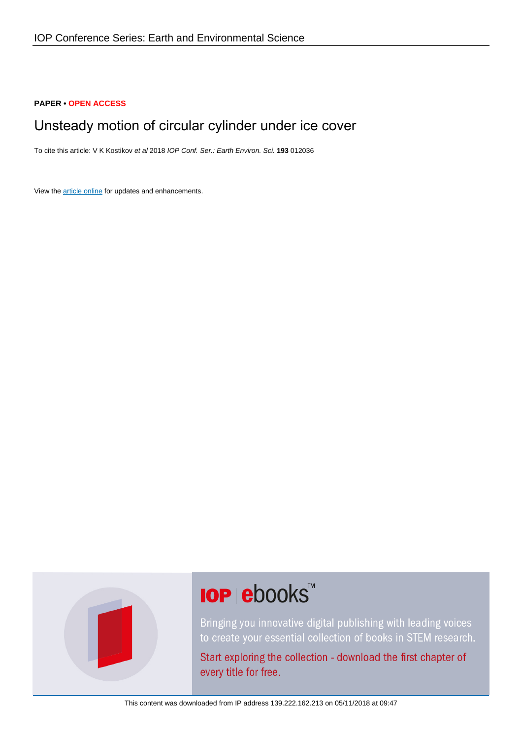IOP Conference Series: Earth and Environmental Science

**PAPER** • **OPEN ACCESS**

# Unsteady motion of circular cylinder under ice cover

To cite this article: V K Kostikov *et al* 2018 *IOP Conf. Ser.: Earth Environ. Sci.* **193** 012036

View the article online for updates and enhancements.

This content was downloaded from IP address 139.222.162.213 on 05/11/2018 at 09:47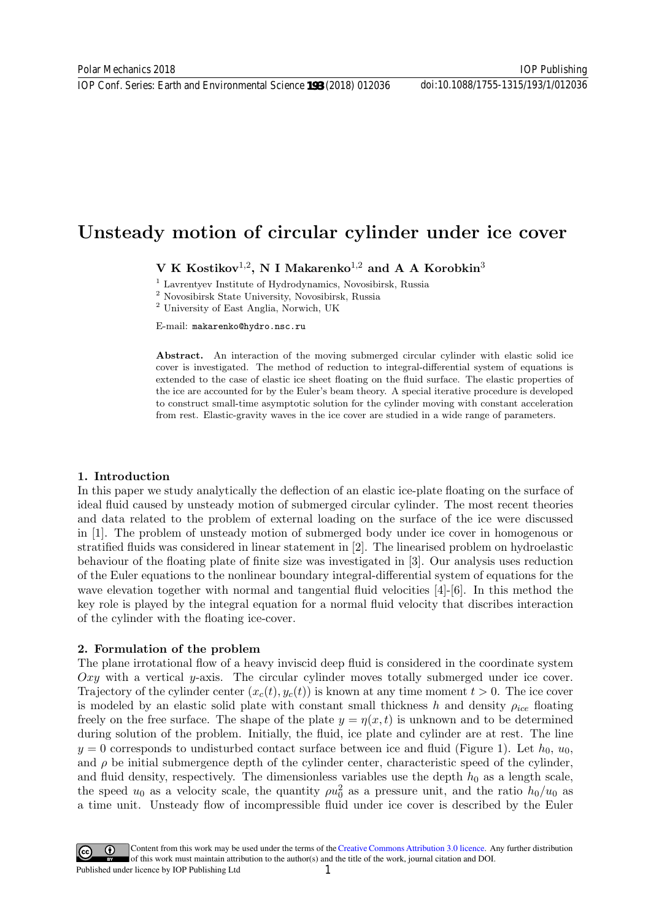# Unsteady motion of circular cylinder under ice cover

**V K Kostikov**[1,2]**, N I Makarenko**[1,2] **and A A Korobkin**[3]

[1] Lavrentyev Institute of Hydrodynamics, Novosibirsk, Russia

[2] Novosibirsk State University, Novosibirsk, Russia

[2] University of East Anglia, Norwich, UK

E-mail: makarenko@hydro.nsc.ru

**Abstract.** An interaction of the moving submerged circular cylinder with elastic solid ice cover is investigated. The method of reduction to integral-differential system of equations is extended to the case of elastic ice sheet floating on the fluid surface. The elastic properties of the ice are accounted for by the Euler's beam theory. A special iterative procedure is developed to construct small-time asymptotic solution for the cylinder moving with constant acceleration from rest. Elastic-gravity waves in the ice cover are studied in a wide range of parameters.

## 1. Introduction

In this paper we study analytically the deflection of an elastic ice-plate floating on the surface of ideal fluid caused by unsteady motion of submerged circular cylinder. The most recent theories and data related to the problem of external loading on the surface of the ice were discussed in [1]. The problem of unsteady motion of submerged body under ice cover in homogenous or stratified fluids was considered in linear statement in [2]. The linearised problem on hydroelastic behaviour of the floating plate of finite size was investigated in [3]. Our analysis uses reduction of the Euler equations to the nonlinear boundary integral-differential system of equations for the wave elevation together with normal and tangential fluid velocities [4]-[6]. In this method the key role is played by the integral equation for a normal fluid velocity that discribes interaction of the cylinder with the floating ice-cover.

## 2. Formulation of the problem

The plane irrotational flow of a heavy inviscid deep fluid is considered in the coordinate system $Oxy$ with a vertical $y$-axis. The circular cylinder moves totally submerged under ice cover. Trajectory of the cylinder center $(x_c(t), y_c(t))$ is known at any time moment $t > 0$. The ice cover is modeled by an elastic solid plate with constant small thickness $h$ and density $\rho_{ice}$ floating freely on the free surface. The shape of the plate $y = \eta(x, t)$ is unknown and to be determined during solution of the problem. Initially, the fluid, ice plate and cylinder are at rest. The line $y = 0$ corresponds to undisturbed contact surface between ice and fluid (Figure 1). Let $h_0$, $u_0$, and $\rho$ be initial submergence depth of the cylinder center, characteristic speed of the cylinder, and fluid density, respectively. The dimensionless variables use the depth $h_0$ as a length scale, the speed $u_0$ as a velocity scale, the quantity $\rho u_0^2$ as a pressure unit, and the ratio $h_0/u_0$ as a time unit. Unsteady flow of incompressible fluid under ice cover is described by the Euler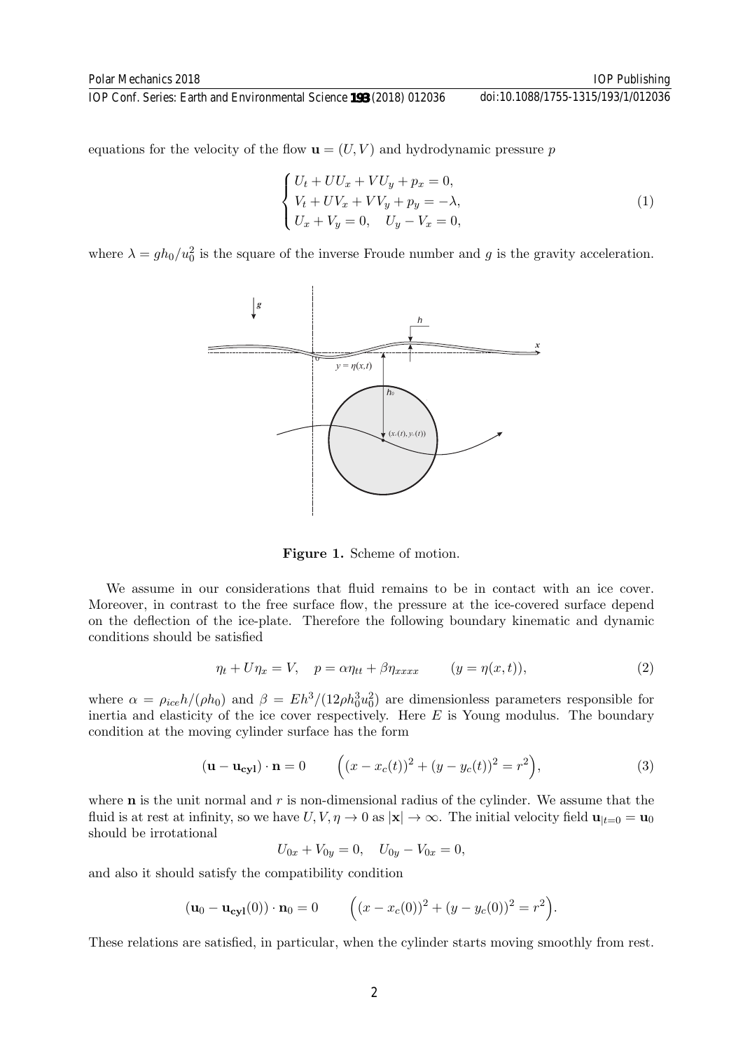equations for the velocity of the flow $\mathbf{u} = (U, V)$ and hydrodynamic pressure $p$

$$
\begin{cases}
U_t + UU_x + VU_y + p_x = 0, \\
V_t + UV_x + VV_y + p_y = -\lambda, \\
U_x + V_y = 0, \quad U_y - V_x = 0,
\end{cases}
\tag{1}
$$

where $\lambda = gh_0/u_0^2$ is the square of the inverse Froude number and $g$ is the gravity acceleration.

**Figure 1.** Scheme of motion.

We assume in our considerations that fluid remains to be in contact with an ice cover. Moreover, in contrast to the free surface flow, the pressure at the ice-covered surface depend on the deflection of the ice-plate. Therefore the following boundary kinematic and dynamic conditions should be satisfied

$$
\eta_t + U\eta_x = V, \quad p = \alpha\eta_{tt} + \beta\eta_{xxxx} \qquad (y = \eta(x,t)),
\tag{2}
$$

where $\alpha = \rho_{ice}h/(\rho h_0)$ and $\beta = Eh^3/(12\rho h_0^3 u_0^2)$ are dimensionless parameters responsible for inertia and elasticity of the ice cover respectively. Here $E$ is Young modulus. The boundary condition at the moving cylinder surface has the form

$$
(\mathbf{u} - \mathbf{u_{cyl}}) \cdot \mathbf{n} = 0 \qquad \Big((x - x_c(t))^2 + (y - y_c(t))^2 = r^2\Big),
\tag{3}
$$

where $\mathbf{n}$ is the unit normal and $r$ is non-dimensional radius of the cylinder. We assume that the fluid is at rest at infinity, so we have $U, V, \eta \to 0$ as $|\mathbf{x}| \to \infty$. The initial velocity field $\mathbf{u}_{|t=0} = \mathbf{u}_0$ should be irrotational

$$
U_{0x} + V_{0y} = 0, \quad U_{0y} - V_{0x} = 0,
$$

and also it should satisfy the compatibility condition

$$
(\mathbf{u}_0 - \mathbf{u_{cyl}}(0)) \cdot \mathbf{n}_0 = 0 \qquad \Big((x - x_c(0))^2 + (y - y_c(0))^2 = r^2\Big).
$$

These relations are satisfied, in particular, when the cylinder starts moving smoothly from rest.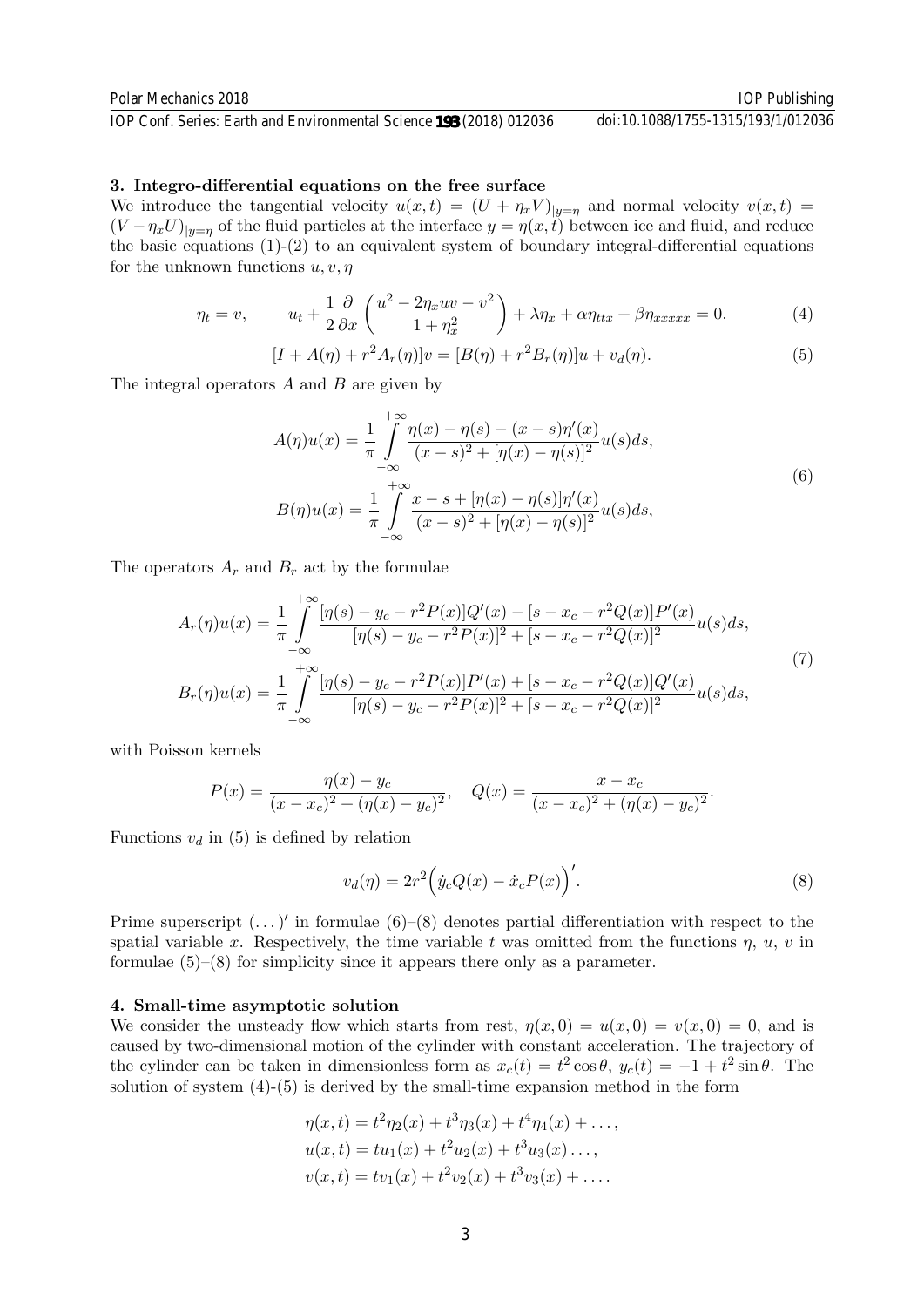## 3. Integro-differential equations on the free surface

We introduce the tangential velocity $u(x,t) = (U + \eta_x V)_{|y=\eta}$ and normal velocity $v(x,t) = (V - \eta_x U)_{|y=\eta}$ of the fluid particles at the interface $y = \eta(x,t)$ between ice and fluid, and reduce the basic equations (1)-(2) to an equivalent system of boundary integral-differential equations for the unknown functions $u, v, \eta$

$$\eta_t = v, \qquad u_t + \frac{1}{2}\frac{\partial}{\partial x}\left(\frac{u^2 - 2\eta_x uv - v^2}{1+\eta_x^2}\right) + \lambda\eta_x + \alpha\eta_{ttx} + \beta\eta_{xxxxx} = 0. \tag{4}$$

$$[I + A(\eta) + r^2 A_r(\eta)]v = [B(\eta) + r^2 B_r(\eta)]u + v_d(\eta). \tag{5}$$

The integral operators $A$ and $B$ are given by

$$\begin{aligned}
A(\eta)u(x) &= \frac{1}{\pi}\int_{-\infty}^{+\infty} \frac{\eta(x) - \eta(s) - (x-s)\eta'(x)}{(x-s)^2 + [\eta(x) - \eta(s)]^2} u(s)ds, \\
B(\eta)u(x) &= \frac{1}{\pi}\int_{-\infty}^{+\infty} \frac{x - s + [\eta(x) - \eta(s)]\eta'(x)}{(x-s)^2 + [\eta(x) - \eta(s)]^2} u(s)ds,
\end{aligned} \tag{6}$$

The operators $A_r$ and $B_r$ act by the formulae

$$\begin{aligned}
A_r(\eta)u(x) &= \frac{1}{\pi}\int_{-\infty}^{+\infty} \frac{[\eta(s) - y_c - r^2 P(x)]Q'(x) - [s - x_c - r^2 Q(x)]P'(x)}{[\eta(s) - y_c - r^2 P(x)]^2 + [s - x_c - r^2 Q(x)]^2} u(s)ds, \\
B_r(\eta)u(x) &= \frac{1}{\pi}\int_{-\infty}^{+\infty} \frac{[\eta(s) - y_c - r^2 P(x)]P'(x) + [s - x_c - r^2 Q(x)]Q'(x)}{[\eta(s) - y_c - r^2 P(x)]^2 + [s - x_c - r^2 Q(x)]^2} u(s)ds,
\end{aligned} \tag{7}$$

with Poisson kernels

$$P(x) = \frac{\eta(x) - y_c}{(x - x_c)^2 + (\eta(x) - y_c)^2}, \quad Q(x) = \frac{x - x_c}{(x - x_c)^2 + (\eta(x) - y_c)^2}.$$

Functions $v_d$ in (5) is defined by relation

$$v_d(\eta) = 2r^2\Big(\dot{y}_c Q(x) - \dot{x}_c P(x)\Big)'. \tag{8}$$

Prime superscript $(\dots)'$ in formulae (6)–(8) denotes partial differentiation with respect to the spatial variable $x$. Respectively, the time variable $t$ was omitted from the functions $\eta$, $u$, $v$ in formulae (5)–(8) for simplicity since it appears there only as a parameter.

## 4. Small-time asymptotic solution

We consider the unsteady flow which starts from rest, $\eta(x,0) = u(x,0) = v(x,0) = 0$, and is caused by two-dimensional motion of the cylinder with constant acceleration. The trajectory of the cylinder can be taken in dimensionless form as $x_c(t) = t^2\cos\theta$, $y_c(t) = -1 + t^2\sin\theta$. The solution of system (4)-(5) is derived by the small-time expansion method in the form

$$\begin{aligned}
\eta(x,t) &= t^2\eta_2(x) + t^3\eta_3(x) + t^4\eta_4(x) + \dots, \\
u(x,t) &= tu_1(x) + t^2u_2(x) + t^3u_3(x)\dots, \\
v(x,t) &= tv_1(x) + t^2v_2(x) + t^3v_3(x) + \dots.
\end{aligned}$$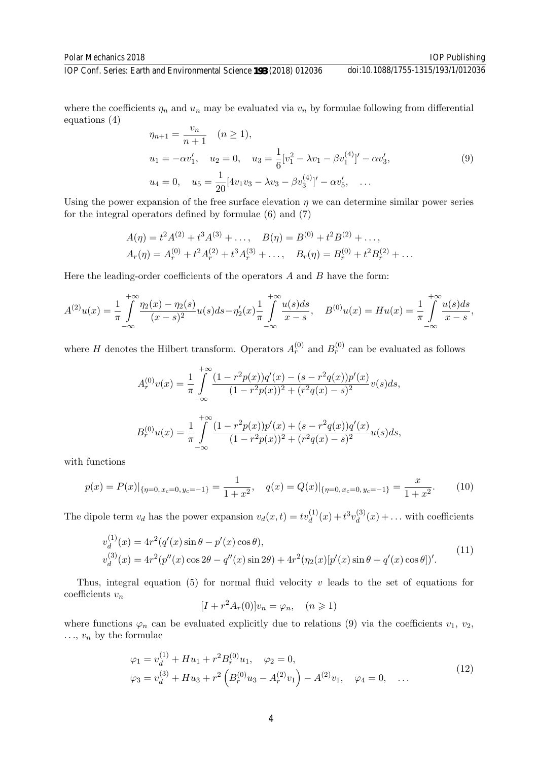where the coefficients $\eta_n$ and $u_n$ may be evaluated via $v_n$ by formulae following from differential equations (4)

$$
\begin{aligned}
&\eta_{n+1} = \frac{v_n}{n+1} \quad (n \geq 1),\\
&u_1 = -\alpha v_1', \quad u_2 = 0, \quad u_3 = \frac{1}{6}[v_1^2 - \lambda v_1 - \beta v_1^{(4)}]' - \alpha v_3', \\
&u_4 = 0, \quad u_5 = \frac{1}{20}[4v_1 v_3 - \lambda v_3 - \beta v_3^{(4)}]' - \alpha v_5', \quad \ldots
\end{aligned}
\tag{9}
$$

Using the power expansion of the free surface elevation $\eta$ we can determine similar power series for the integral operators defined by formulae (6) and (7)

$$
\begin{aligned}
&A(\eta) = t^2 A^{(2)} + t^3 A^{(3)} + \ldots, \quad B(\eta) = B^{(0)} + t^2 B^{(2)} + \ldots,\\
&A_r(\eta) = A_r^{(0)} + t^2 A_r^{(2)} + t^3 A_r^{(3)} + \ldots, \quad B_r(\eta) = B_r^{(0)} + t^2 B_r^{(2)} + \ldots
\end{aligned}
$$

Here the leading-order coefficients of the operators $A$ and $B$ have the form:

$$
A^{(2)}u(x) = \frac{1}{\pi}\int\limits_{-\infty}^{+\infty} \frac{\eta_2(x) - \eta_2(s)}{(x-s)^2} u(s)ds - \eta_2'(x)\frac{1}{\pi}\int\limits_{-\infty}^{+\infty} \frac{u(s)ds}{x-s}, \quad B^{(0)}u(x) = Hu(x) = \frac{1}{\pi}\int\limits_{-\infty}^{+\infty} \frac{u(s)ds}{x-s},
$$

where $H$ denotes the Hilbert transform. Operators $A_r^{(0)}$ and $B_r^{(0)}$ can be evaluated as follows

$$
A_r^{(0)}v(x) = \frac{1}{\pi}\int\limits_{-\infty}^{+\infty} \frac{(1 - r^2 p(x))q'(x) - (s - r^2 q(x))p'(x)}{(1 - r^2 p(x))^2 + (r^2 q(x) - s)^2} v(s)ds,
$$

$$
B_r^{(0)}u(x) = \frac{1}{\pi}\int\limits_{-\infty}^{+\infty} \frac{(1 - r^2 p(x))p'(x) + (s - r^2 q(x))q'(x)}{(1 - r^2 p(x))^2 + (r^2 q(x) - s)^2} u(s)ds,
$$

with functions

$$
p(x) = P(x)|_{\{\eta=0,\, x_c=0,\, y_c=-1\}} = \frac{1}{1+x^2}, \quad q(x) = Q(x)|_{\{\eta=0,\, x_c=0,\, y_c=-1\}} = \frac{x}{1+x^2}. \tag{10}
$$

The dipole term $v_d$ has the power expansion $v_d(x,t) = t v_d^{(1)}(x) + t^3 v_d^{(3)}(x) + \ldots$ with coefficients

$$
\begin{aligned}
&v_d^{(1)}(x) = 4r^2(q'(x)\sin\theta - p'(x)\cos\theta),\\
&v_d^{(3)}(x) = 4r^2(p''(x)\cos 2\theta - q''(x)\sin 2\theta) + 4r^2(\eta_2(x)[p'(x)\sin\theta + q'(x)\cos\theta])'.
\end{aligned}
\tag{11}
$$

Thus, integral equation (5) for normal fluid velocity $v$ leads to the set of equations for coefficients $v_n$

$$
[I + r^2 A_r(0)]v_n = \varphi_n, \quad (n \geqslant 1)
$$

where functions $\varphi_n$ can be evaluated explicitly due to relations (9) via the coefficients $v_1$, $v_2$, $\ldots$, $v_n$ by the formulae

$$
\begin{aligned}
&\varphi_1 = v_d^{(1)} + Hu_1 + r^2 B_r^{(0)} u_1, \quad \varphi_2 = 0,\\
&\varphi_3 = v_d^{(3)} + Hu_3 + r^2\left(B_r^{(0)} u_3 - A_r^{(2)} v_1\right) - A^{(2)} v_1, \quad \varphi_4 = 0, \quad \ldots
\end{aligned}
\tag{12}
$$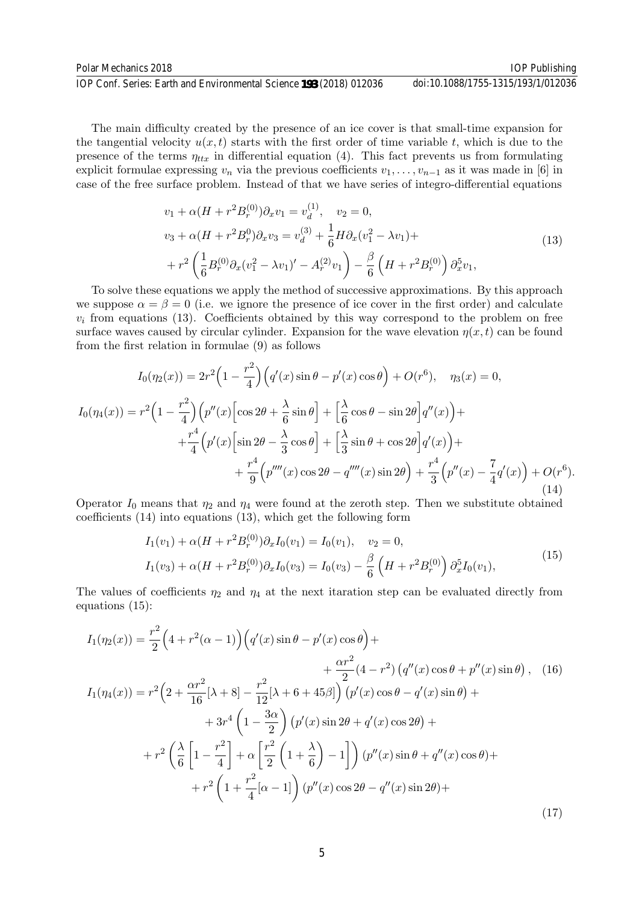The main difficulty created by the presence of an ice cover is that small-time expansion for the tangential velocity $u(x,t)$ starts with the first order of time variable $t$, which is due to the presence of the terms $\eta_{ttx}$ in differential equation (4). This fact prevents us from formulating explicit formulae expressing $v_n$ via the previous coefficients $v_1, \ldots, v_{n-1}$ as it was made in [6] in case of the free surface problem. Instead of that we have series of integro-differential equations

$$
\begin{aligned}
&v_1 + \alpha(H + r^2 B_r^{(0)})\partial_x v_1 = v_d^{(1)}, \quad v_2 = 0, \\
&v_3 + \alpha(H + r^2 B_r^{0})\partial_x v_3 = v_d^{(3)} + \frac{1}{6} H \partial_x (v_1^2 - \lambda v_1) + \\
&+ r^2 \left( \frac{1}{6} B_r^{(0)} \partial_x (v_1^2 - \lambda v_1)' - A_r^{(2)} v_1 \right) - \frac{\beta}{6}\left(H + r^2 B_r^{(0)}\right) \partial_x^5 v_1,
\end{aligned}
\tag{13}
$$

To solve these equations we apply the method of successive approximations. By this approach we suppose $\alpha = \beta = 0$ (i.e. we ignore the presence of ice cover in the first order) and calculate $v_i$ from equations (13). Coefficients obtained by this way correspond to the problem on free surface waves caused by circular cylinder. Expansion for the wave elevation $\eta(x,t)$ can be found from the first relation in formulae (9) as follows

$$
\begin{aligned}
I_0(\eta_2(x)) &= 2r^2\Big(1 - \frac{r^2}{4}\Big)\Big(q'(x)\sin\theta - p'(x)\cos\theta\Big) + O(r^6), \quad \eta_3(x) = 0, \\
I_0(\eta_4(x)) &= r^2\Big(1 - \frac{r^2}{4}\Big)\Big(p''(x)\Big[\cos 2\theta + \frac{\lambda}{6}\sin\theta\Big] + \Big[\frac{\lambda}{6}\cos\theta - \sin 2\theta\Big] q''(x)\Big) + \\
&+ \frac{r^4}{4}\Big(p'(x)\Big[\sin 2\theta - \frac{\lambda}{3}\cos\theta\Big] + \Big[\frac{\lambda}{3}\sin\theta + \cos 2\theta\Big] q'(x)\Big) + \\
&+ \frac{r^4}{9}\Big(p''''(x)\cos 2\theta - q''''(x)\sin 2\theta\Big) + \frac{r^4}{3}\Big(p''(x) - \frac{7}{4} q'(x)\Big) + O(r^6).
\end{aligned}
\tag{14}
$$

Operator $I_0$ means that $\eta_2$ and $\eta_4$ were found at the zeroth step. Then we substitute obtained coefficients (14) into equations (13), which get the following form

$$
\begin{aligned}
&I_1(v_1) + \alpha(H + r^2 B_r^{(0)})\partial_x I_0(v_1) = I_0(v_1), \quad v_2 = 0, \\
&I_1(v_3) + \alpha(H + r^2 B_r^{(0)})\partial_x I_0(v_3) = I_0(v_3) - \frac{\beta}{6}\left(H + r^2 B_r^{(0)}\right)\partial_x^5 I_0(v_1),
\end{aligned}
\tag{15}
$$

The values of coefficients $\eta_2$ and $\eta_4$ at the next itaration step can be evaluated directly from equations (15):

$$
\begin{aligned}
I_1(\eta_2(x)) &= \frac{r^2}{2}\Big(4 + r^2(\alpha - 1)\Big)\Big(q'(x)\sin\theta - p'(x)\cos\theta\Big) + \\
&+ \frac{\alpha r^2}{2}(4 - r^2)\left(q''(x)\cos\theta + p''(x)\sin\theta\right),
\end{aligned}
\tag{16}
$$

$$
\begin{aligned}
I_1(\eta_4(x)) &= r^2\Big(2 + \frac{\alpha r^2}{16}[\lambda + 8] - \frac{r^2}{12}[\lambda + 6 + 45\beta]\Big)\left(p'(x)\cos\theta - q'(x)\sin\theta\right) + \\
&+ 3r^4\left(1 - \frac{3\alpha}{2}\right)\left(p'(x)\sin 2\theta + q'(x)\cos 2\theta\right) + \\
&+ r^2\left(\frac{\lambda}{6}\left[1 - \frac{r^2}{4}\right] + \alpha\left[\frac{r^2}{2}\left(1 + \frac{\lambda}{6}\right) - 1\right]\right)(p''(x)\sin\theta + q''(x)\cos\theta) + \\
&+ r^2\left(1 + \frac{r^2}{4}[\alpha - 1]\right)(p''(x)\cos 2\theta - q''(x)\sin 2\theta) +
\end{aligned}
\tag{17}
$$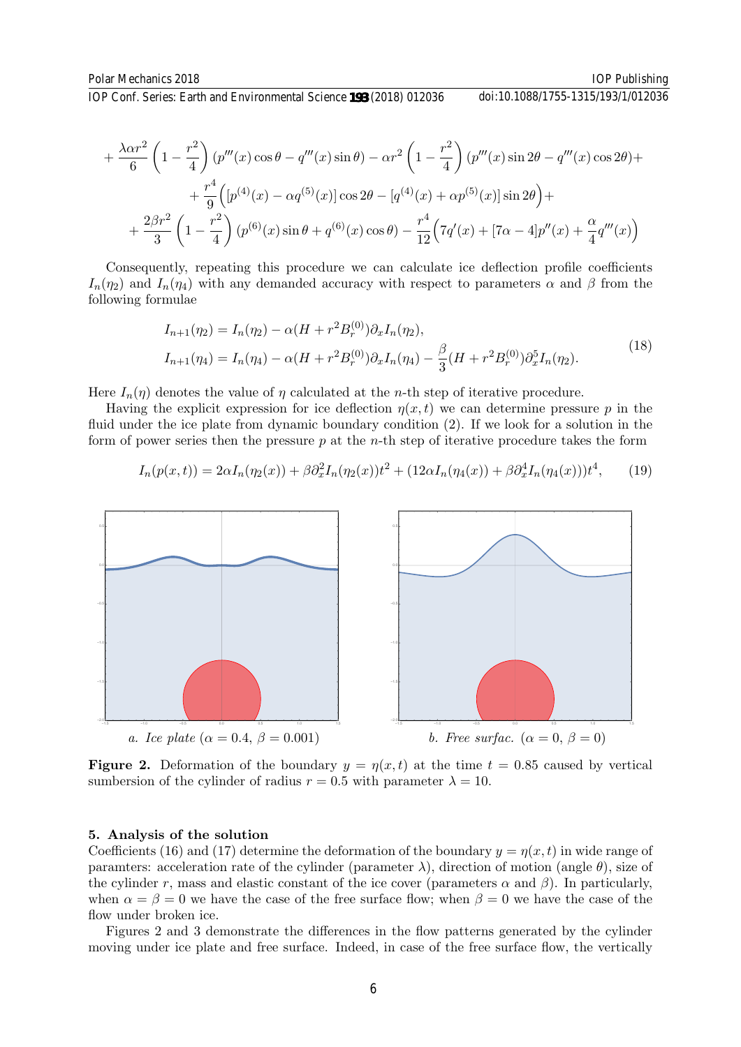$$
+\frac{\lambda\alpha r^2}{6}\left(1-\frac{r^2}{4}\right)(p'''(x)\cos\theta - q'''(x)\sin\theta) - \alpha r^2\left(1-\frac{r^2}{4}\right)(p'''(x)\sin 2\theta - q'''(x)\cos 2\theta)+
$$

$$
+\frac{r^4}{9}\Big([p^{(4)}(x) - \alpha q^{(5)}(x)]\cos 2\theta - [q^{(4)}(x) + \alpha p^{(5)}(x)]\sin 2\theta\Big)+
$$

$$
+\frac{2\beta r^2}{3}\left(1-\frac{r^2}{4}\right)(p^{(6)}(x)\sin\theta + q^{(6)}(x)\cos\theta) - \frac{r^4}{12}\Big(7q'(x) + [7\alpha - 4]p''(x) + \frac{\alpha}{4}q'''(x)\Big)
$$

Consequently, repeating this procedure we can calculate ice deflection profile coefficients $I_n(\eta_2)$ and $I_n(\eta_4)$ with any demanded accuracy with respect to parameters $\alpha$ and $\beta$ from the following formulae

$$
\begin{aligned}
&I_{n+1}(\eta_2) = I_n(\eta_2) - \alpha(H + r^2 B_r^{(0)})\partial_x I_n(\eta_2),\\
&I_{n+1}(\eta_4) = I_n(\eta_4) - \alpha(H + r^2 B_r^{(0)})\partial_x I_n(\eta_4) - \frac{\beta}{3}(H + r^2 B_r^{(0)})\partial_x^5 I_n(\eta_2).
\end{aligned}
\tag{18}
$$

Here $I_n(\eta)$ denotes the value of $\eta$ calculated at the $n$-th step of iterative procedure.

Having the explicit expression for ice deflection $\eta(x,t)$ we can determine pressure $p$ in the fluid under the ice plate from dynamic boundary condition (2). If we look for a solution in the form of power series then the pressure $p$ at the $n$-th step of iterative procedure takes the form

$$
I_n(p(x,t)) = 2\alpha I_n(\eta_2(x)) + \beta\partial_x^2 I_n(\eta_2(x))t^2 + (12\alpha I_n(\eta_4(x)) + \beta\partial_x^4 I_n(\eta_4(x)))t^4, \tag{19}
$$

a. *Ice plate* ($\alpha = 0.4$, $\beta = 0.001$) b. *Free surfac.* ($\alpha = 0$, $\beta = 0$)

**Figure 2.** Deformation of the boundary $y = \eta(x,t)$ at the time $t = 0.85$ caused by vertical sumbersion of the cylinder of radius $r = 0.5$ with parameter $\lambda = 10$.

## 5. Analysis of the solution

Coefficients (16) and (17) determine the deformation of the boundary $y = \eta(x,t)$ in wide range of paramters: acceleration rate of the cylinder (parameter $\lambda$), direction of motion (angle $\theta$), size of the cylinder $r$, mass and elastic constant of the ice cover (parameters $\alpha$ and $\beta$). In particularly, when $\alpha = \beta = 0$ we have the case of the free surface flow; when $\beta = 0$ we have the case of the flow under broken ice.

Figures 2 and 3 demonstrate the differences in the flow patterns generated by the cylinder moving under ice plate and free surface. Indeed, in case of the free surface flow, the vertically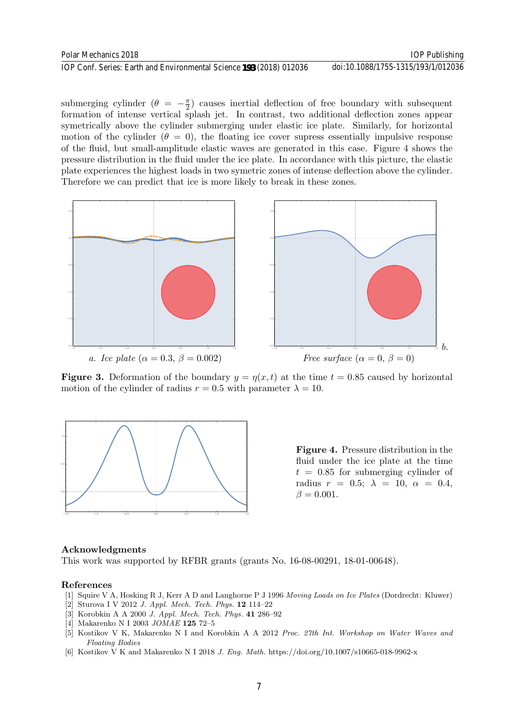submerging cylinder ($\theta = -\frac{\pi}{2}$) causes inertial deflection of free boundary with subsequent formation of intense vertical splash jet. In contrast, two additional deflection zones appear symetrically above the cylinder submerging under elastic ice plate. Similarly, for horizontal motion of the cylinder ($\theta = 0$), the floating ice cover supress essentially impulsive response of the fluid, but small-amplitude elastic waves are generated in this case. Figure 4 shows the pressure distribution in the fluid under the ice plate. In accordance with this picture, the elastic plate experiences the highest loads in two symetric zones of intense deflection above the cylinder. Therefore we can predict that ice is more likely to break in these zones.

*a. Ice plate* ($\alpha = 0.3$, $\beta = 0.002$)

*Free surface* ($\alpha = 0$, $\beta = 0$) *b.*

**Figure 3.** Deformation of the boundary $y = \eta(x, t)$ at the time $t = 0.85$ caused by horizontal motion of the cylinder of radius $r = 0.5$ with parameter $\lambda = 10$.

**Figure 4.** Pressure distribution in the fluid under the ice plate at the time $t = 0.85$ for submerging cylinder of radius $r = 0.5$; $\lambda = 10$, $\alpha = 0.4$, $\beta = 0.001$.

## Acknowledgments

This work was supported by RFBR grants (grants No. 16-08-00291, 18-01-00648).

## References

[1] Squire V A, Hosking R J, Kerr A D and Langhorne P J 1996 *Moving Loads on Ice Plates* (Dordrecht: Kluwer)

[2] Sturova I V 2012 *J. Appl. Mech. Tech. Phys.* **12** 114–22

[3] Korobkin A A 2000 *J. Appl. Mech. Tech. Phys.* **41** 286–92

[4] Makarenko N I 2003 *JOMAE* **125** 72–5

[5] Kostikov V K, Makarenko N I and Korobkin A A 2012 *Proc. 27th Int. Workshop on Water Waves and Floating Bodies*

[6] Kostikov V K and Makarenko N I 2018 *J. Eng. Math.* https://doi.org/10.1007/s10665-018-9962-x